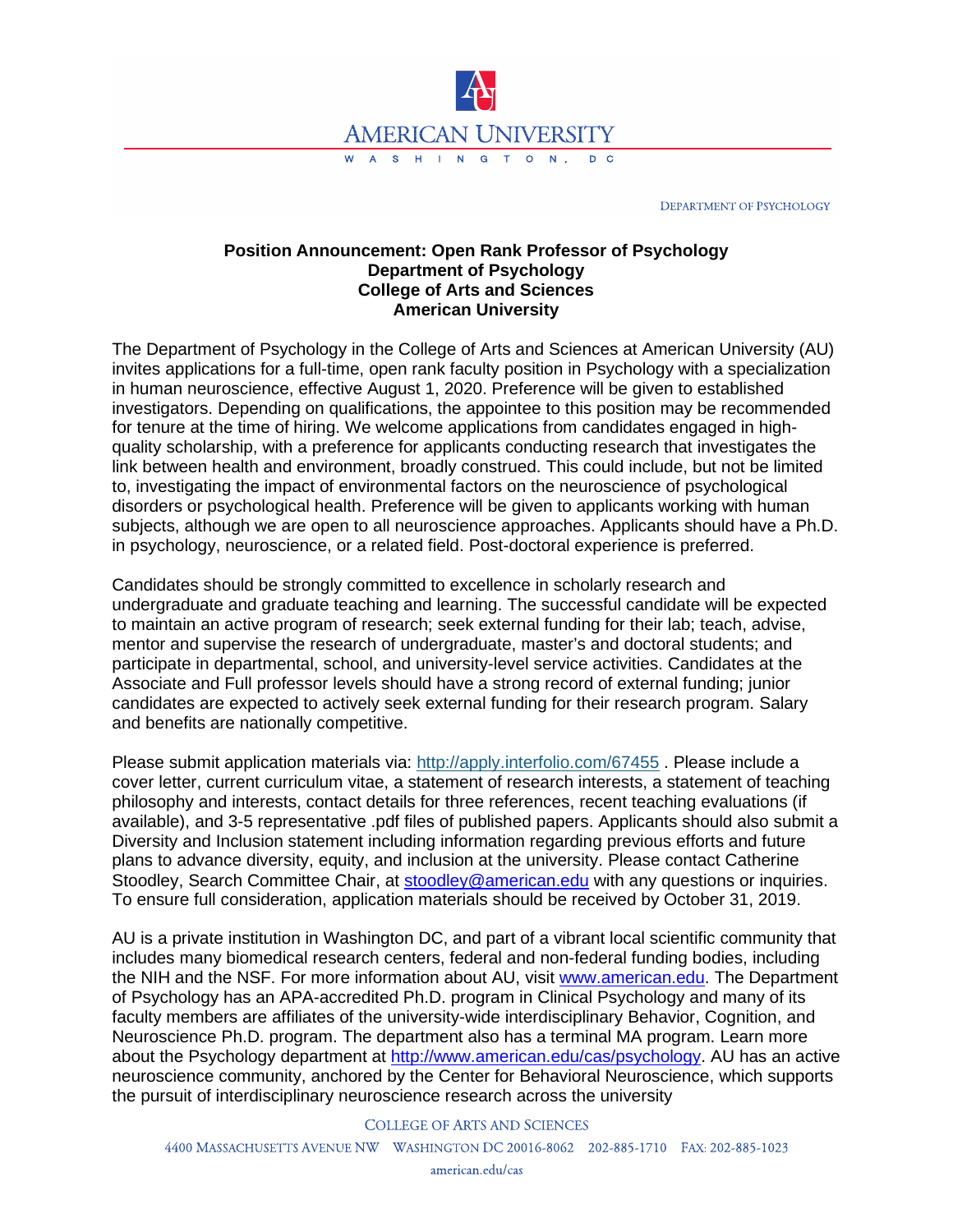AMERICAN UNIVERSITY

WASHINGTON, DC

DEPARTMENT OF PSYCHOLOGY

**Position Announcement: Open Rank Professor of Psychology**
**Department of Psychology**
**College of Arts and Sciences**
**American University**

The Department of Psychology in the College of Arts and Sciences at American University (AU) invites applications for a full-time, open rank faculty position in Psychology with a specialization in human neuroscience, effective August 1, 2020. Preference will be given to established investigators. Depending on qualifications, the appointee to this position may be recommended for tenure at the time of hiring. We welcome applications from candidates engaged in high-quality scholarship, with a preference for applicants conducting research that investigates the link between health and environment, broadly construed. This could include, but not be limited to, investigating the impact of environmental factors on the neuroscience of psychological disorders or psychological health. Preference will be given to applicants working with human subjects, although we are open to all neuroscience approaches. Applicants should have a Ph.D. in psychology, neuroscience, or a related field. Post-doctoral experience is preferred.

Candidates should be strongly committed to excellence in scholarly research and undergraduate and graduate teaching and learning. The successful candidate will be expected to maintain an active program of research; seek external funding for their lab; teach, advise, mentor and supervise the research of undergraduate, master's and doctoral students; and participate in departmental, school, and university-level service activities. Candidates at the Associate and Full professor levels should have a strong record of external funding; junior candidates are expected to actively seek external funding for their research program. Salary and benefits are nationally competitive.

Please submit application materials via: http://apply.interfolio.com/67455 . Please include a cover letter, current curriculum vitae, a statement of research interests, a statement of teaching philosophy and interests, contact details for three references, recent teaching evaluations (if available), and 3-5 representative .pdf files of published papers. Applicants should also submit a Diversity and Inclusion statement including information regarding previous efforts and future plans to advance diversity, equity, and inclusion at the university. Please contact Catherine Stoodley, Search Committee Chair, at stoodley@american.edu with any questions or inquiries. To ensure full consideration, application materials should be received by October 31, 2019.

AU is a private institution in Washington DC, and part of a vibrant local scientific community that includes many biomedical research centers, federal and non-federal funding bodies, including the NIH and the NSF. For more information about AU, visit www.american.edu. The Department of Psychology has an APA-accredited Ph.D. program in Clinical Psychology and many of its faculty members are affiliates of the university-wide interdisciplinary Behavior, Cognition, and Neuroscience Ph.D. program. The department also has a terminal MA program. Learn more about the Psychology department at http://www.american.edu/cas/psychology. AU has an active neuroscience community, anchored by the Center for Behavioral Neuroscience, which supports the pursuit of interdisciplinary neuroscience research across the university

COLLEGE OF ARTS AND SCIENCES

4400 MASSACHUSETTS AVENUE NW WASHINGTON DC 20016-8062 202-885-1710 FAX: 202-885-1023

american.edu/cas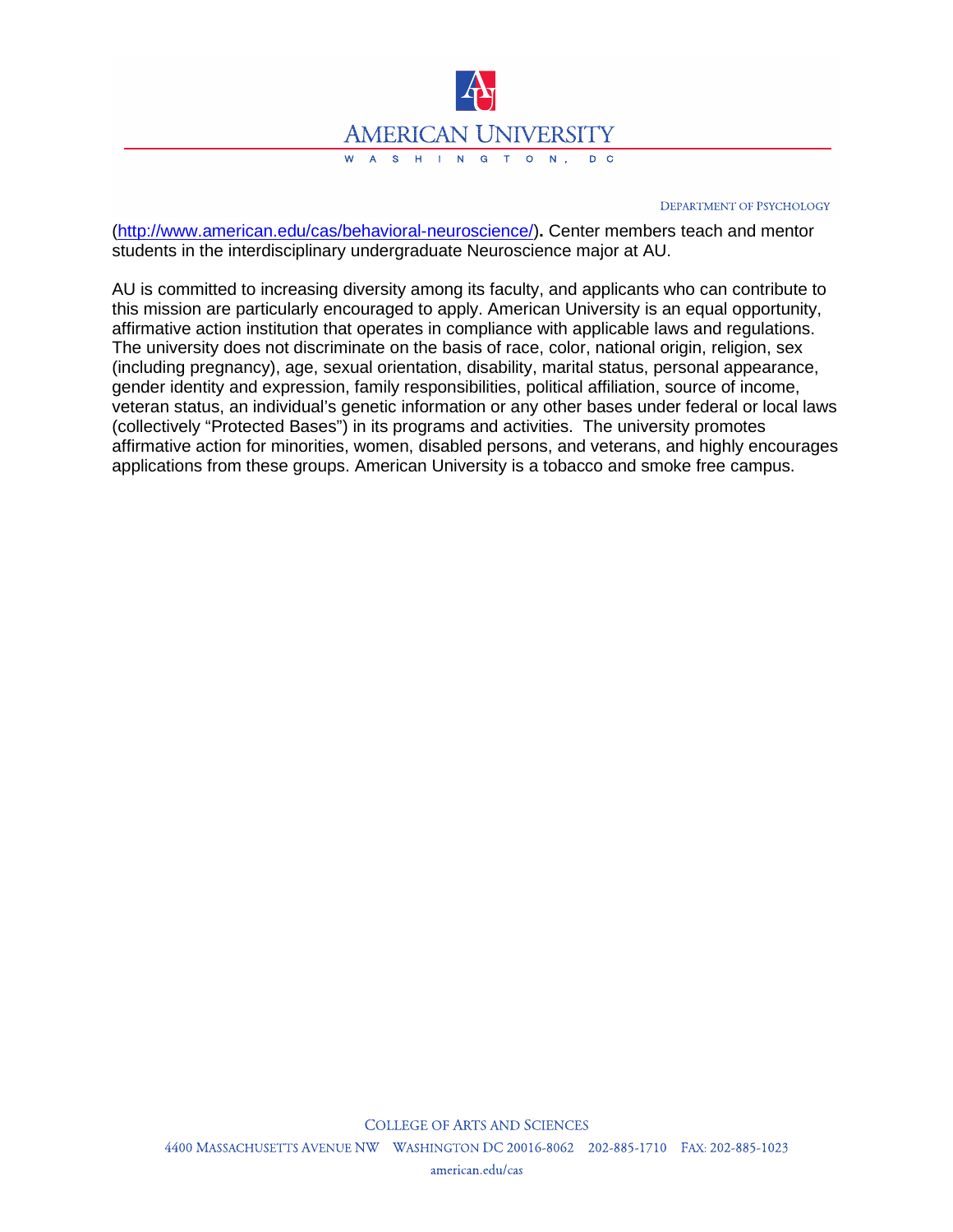(http://www.american.edu/cas/behavioral-neuroscience/). Center members teach and mentor students in the interdisciplinary undergraduate Neuroscience major at AU.

AU is committed to increasing diversity among its faculty, and applicants who can contribute to this mission are particularly encouraged to apply. American University is an equal opportunity, affirmative action institution that operates in compliance with applicable laws and regulations. The university does not discriminate on the basis of race, color, national origin, religion, sex (including pregnancy), age, sexual orientation, disability, marital status, personal appearance, gender identity and expression, family responsibilities, political affiliation, source of income, veteran status, an individual's genetic information or any other bases under federal or local laws (collectively "Protected Bases") in its programs and activities. The university promotes affirmative action for minorities, women, disabled persons, and veterans, and highly encourages applications from these groups. American University is a tobacco and smoke free campus.